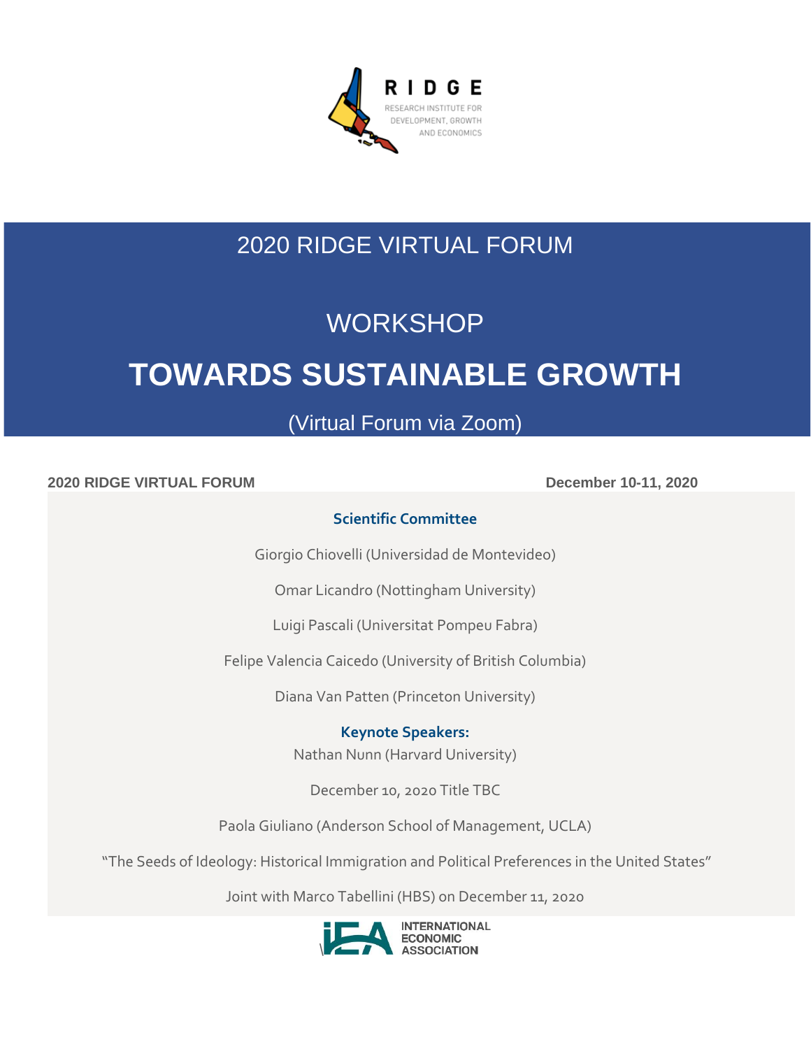RIDGE

RESEARCH INSTITUTE FOR DEVELOPMENT, GROWTH AND ECONOMICS

# 2020 RIDGE VIRTUAL FORUM

## WORKSHOP

# TOWARDS SUSTAINABLE GROWTH

(Virtual Forum via Zoom)

**2020 RIDGE VIRTUAL FORUM** **December 10-11, 2020**

### Scientific Committee

Giorgio Chiovelli (Universidad de Montevideo)

Omar Licandro (Nottingham University)

Luigi Pascali (Universitat Pompeu Fabra)

Felipe Valencia Caicedo (University of British Columbia)

Diana Van Patten (Princeton University)

### Keynote Speakers:

Nathan Nunn (Harvard University)

December 10, 2020 Title TBC

Paola Giuliano (Anderson School of Management, UCLA)

"The Seeds of Ideology: Historical Immigration and Political Preferences in the United States"

Joint with Marco Tabellini (HBS) on December 11, 2020

INTERNATIONAL ECONOMIC ASSOCIATION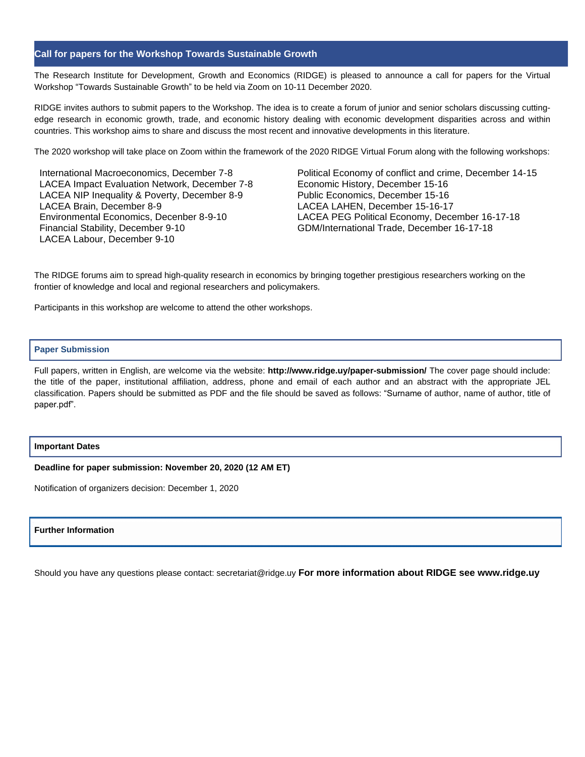## Call for papers for the Workshop Towards Sustainable Growth

The Research Institute for Development, Growth and Economics (RIDGE) is pleased to announce a call for papers for the Virtual Workshop "Towards Sustainable Growth" to be held via Zoom on 10-11 December 2020.

RIDGE invites authors to submit papers to the Workshop. The idea is to create a forum of junior and senior scholars discussing cutting-edge research in economic growth, trade, and economic history dealing with economic development disparities across and within countries. This workshop aims to share and discuss the most recent and innovative developments in this literature.

The 2020 workshop will take place on Zoom within the framework of the 2020 RIDGE Virtual Forum along with the following workshops:

International Macroeconomics, December 7-8
LACEA Impact Evaluation Network, December 7-8
LACEA NIP Inequality & Poverty, December 8-9
LACEA Brain, December 8-9
Environmental Economics, Decenber 8-9-10
Financial Stability, December 9-10
LACEA Labour, December 9-10
Political Economy of conflict and crime, December 14-15
Economic History, December 15-16
Public Economics, December 15-16
LACEA LAHEN, December 15-16-17
LACEA PEG Political Economy, December 16-17-18
GDM/International Trade, December 16-17-18

The RIDGE forums aim to spread high-quality research in economics by bringing together prestigious researchers working on the frontier of knowledge and local and regional researchers and policymakers.

Participants in this workshop are welcome to attend the other workshops.

### Paper Submission

Full papers, written in English, are welcome via the website: **http://www.ridge.uy/paper-submission/** The cover page should include: the title of the paper, institutional affiliation, address, phone and email of each author and an abstract with the appropriate JEL classification. Papers should be submitted as PDF and the file should be saved as follows: "Surname of author, name of author, title of paper.pdf".

### Important Dates

**Deadline for paper submission: November 20, 2020 (12 AM ET)**

Notification of organizers decision: December 1, 2020

### Further Information

Should you have any questions please contact: secretariat@ridge.uy **For more information about RIDGE see www.ridge.uy**